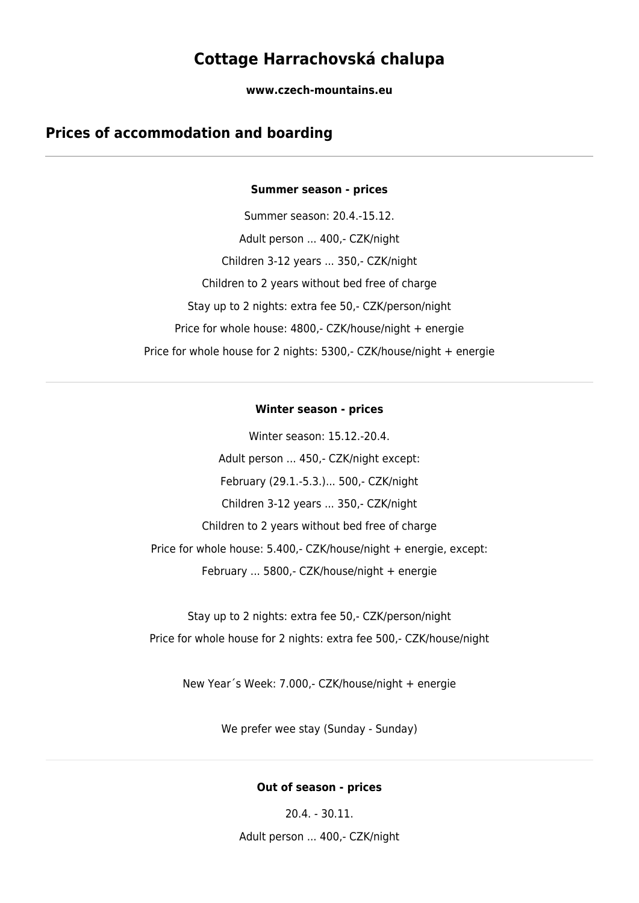# Cottage Harrachovská chalupa

**www.czech-mountains.eu**

## Prices of accommodation and boarding

---

**Summer season - prices**

Summer season: 20.4.-15.12.

Adult person ... 400,- CZK/night

Children 3-12 years ... 350,- CZK/night

Children to 2 years without bed free of charge

Stay up to 2 nights: extra fee 50,- CZK/person/night

Price for whole house: 4800,- CZK/house/night + energie

Price for whole house for 2 nights: 5300,- CZK/house/night + energie

---

**Winter season - prices**

Winter season: 15.12.-20.4.

Adult person ... 450,- CZK/night except:

February (29.1.-5.3.)... 500,- CZK/night

Children 3-12 years ... 350,- CZK/night

Children to 2 years without bed free of charge

Price for whole house: 5.400,- CZK/house/night + energie, except:

February ... 5800,- CZK/house/night + energie

Stay up to 2 nights: extra fee 50,- CZK/person/night

Price for whole house for 2 nights: extra fee 500,- CZK/house/night

New Year´s Week: 7.000,- CZK/house/night + energie

We prefer wee stay (Sunday - Sunday)

---

**Out of season - prices**

20.4. - 30.11.

Adult person ... 400,- CZK/night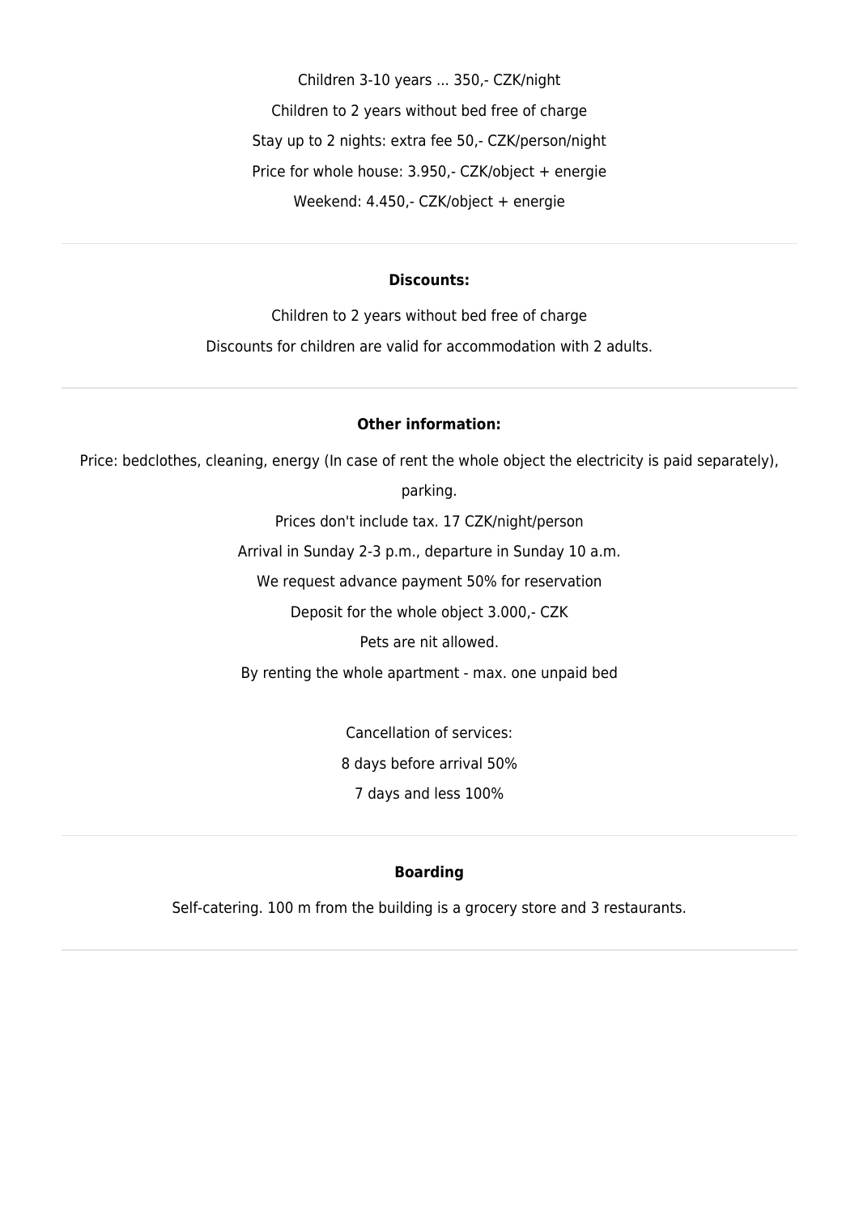Children 3-10 years ... 350,- CZK/night

Children to 2 years without bed free of charge

Stay up to 2 nights: extra fee 50,- CZK/person/night

Price for whole house: 3.950,- CZK/object + energie

Weekend: 4.450,- CZK/object + energie

---

**Discounts:**

Children to 2 years without bed free of charge

Discounts for children are valid for accommodation with 2 adults.

---

**Other information:**

Price: bedclothes, cleaning, energy (In case of rent the whole object the electricity is paid separately), parking.

Prices don't include tax. 17 CZK/night/person

Arrival in Sunday 2-3 p.m., departure in Sunday 10 a.m.

We request advance payment 50% for reservation

Deposit for the whole object 3.000,- CZK

Pets are nit allowed.

By renting the whole apartment - max. one unpaid bed

Cancellation of services:

8 days before arrival 50%

7 days and less 100%

---

**Boarding**

Self-catering. 100 m from the building is a grocery store and 3 restaurants.